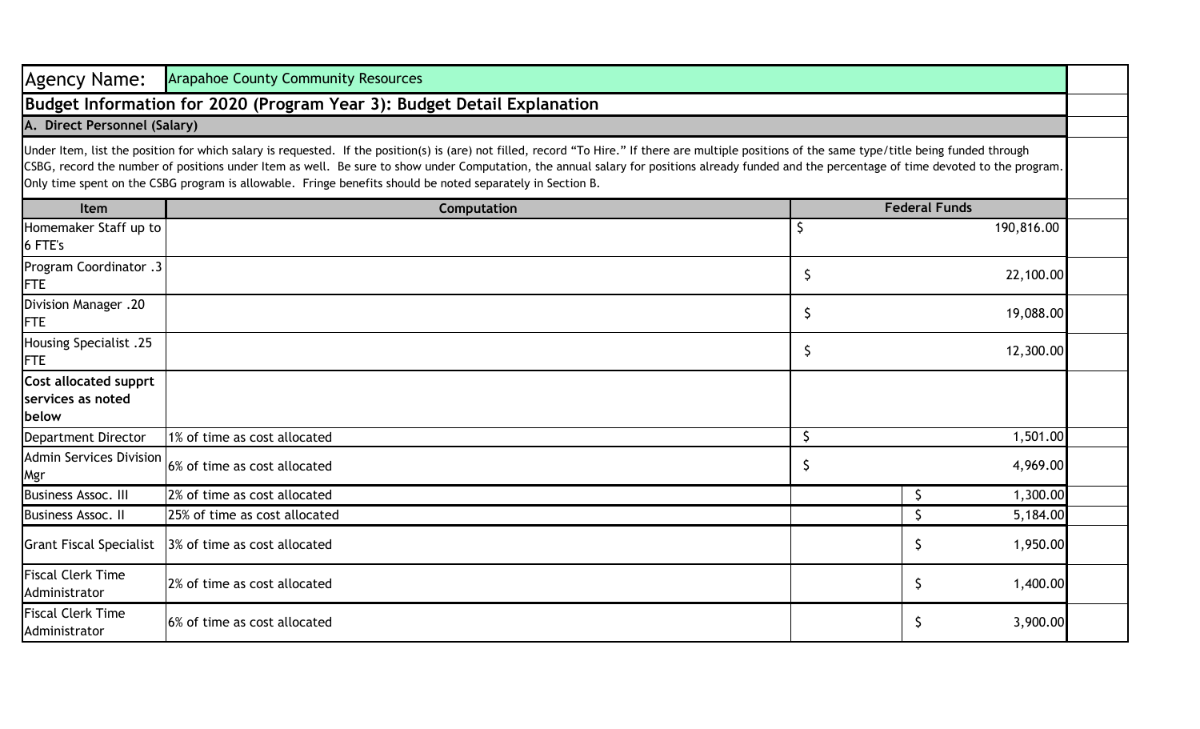| Agency Name: | Arapahoe County Community Resources | |
|---|---|---|

**Budget Information for 2020 (Program Year 3): Budget Detail Explanation**

**A. Direct Personnel (Salary)**

Under Item, list the position for which salary is requested. If the position(s) is (are) not filled, record "To Hire." If there are multiple positions of the same type/title being funded through CSBG, record the number of positions under Item as well. Be sure to show under Computation, the annual salary for positions already funded and the percentage of time devoted to the program. Only time spent on the CSBG program is allowable. Fringe benefits should be noted separately in Section B.

| Item | Computation | Federal Funds |
|---|---|---|
| Homemaker Staff up to 6 FTE's | | $ 190,816.00 |
| Program Coordinator .3 FTE | | $ 22,100.00 |
| Division Manager .20 FTE | | $ 19,088.00 |
| Housing Specialist .25 FTE | | $ 12,300.00 |
| **Cost allocated supprt services as noted below** | | |
| Department Director | 1% of time as cost allocated | $ 1,501.00 |
| Admin Services Division Mgr | 6% of time as cost allocated | $ 4,969.00 |
| Business Assoc. III | 2% of time as cost allocated | $ 1,300.00 |
| Business Assoc. II | 25% of time as cost allocated | $ 5,184.00 |
| Grant Fiscal Specialist | 3% of time as cost allocated | $ 1,950.00 |
| Fiscal Clerk Time Administrator | 2% of time as cost allocated | $ 1,400.00 |
| Fiscal Clerk Time Administrator | 6% of time as cost allocated | $ 3,900.00 |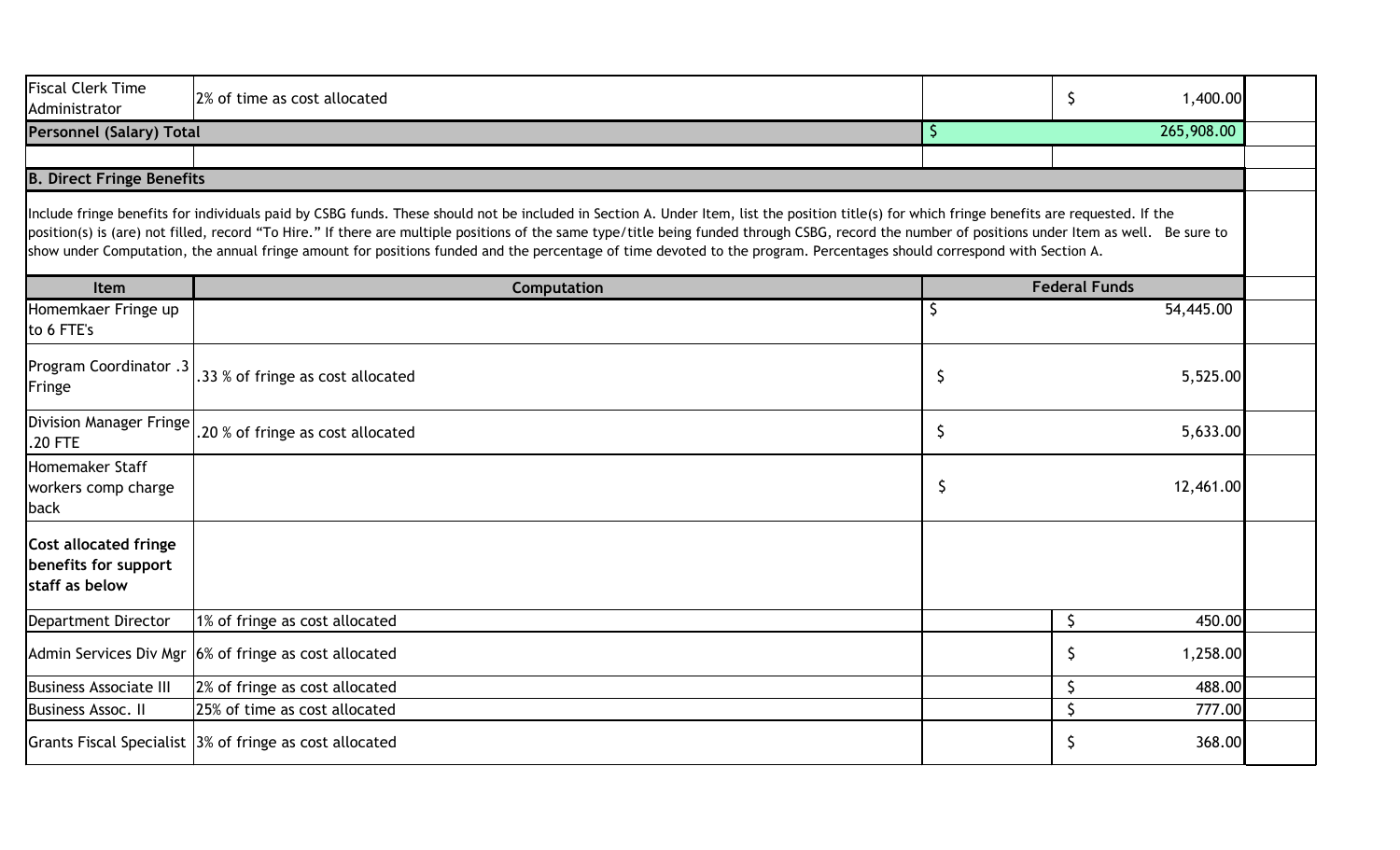| Fiscal Clerk Time Administrator | 2% of time as cost allocated | | $ 1,400.00 |
|---|---|---|---|
| **Personnel (Salary) Total** | | $ 265,908.00 | |

**B. Direct Fringe Benefits**

Include fringe benefits for individuals paid by CSBG funds. These should not be included in Section A. Under Item, list the position title(s) for which fringe benefits are requested. If the position(s) is (are) not filled, record "To Hire." If there are multiple positions of the same type/title being funded through CSBG, record the number of positions under Item as well. Be sure to show under Computation, the annual fringe amount for positions funded and the percentage of time devoted to the program. Percentages should correspond with Section A.

| Item | Computation | Federal Funds | |
|---|---|---|---|
| Homemkaer Fringe up to 6 FTE's | | $ 54,445.00 | |
| Program Coordinator .3 Fringe | .33 % of fringe as cost allocated | $ 5,525.00 | |
| Division Manager Fringe .20 FTE | .20 % of fringe as cost allocated | $ 5,633.00 | |
| Homemaker Staff workers comp charge back | | $ 12,461.00 | |
| **Cost allocated fringe benefits for support staff as below** | | | |
| Department Director | 1% of fringe as cost allocated | | $ 450.00 |
| Admin Services Div Mgr | 6% of fringe as cost allocated | | $ 1,258.00 |
| Business Associate III | 2% of fringe as cost allocated | | $ 488.00 |
| Business Assoc. II | 25% of time as cost allocated | | $ 777.00 |
| Grants Fiscal Specialist | 3% of fringe as cost allocated | | $ 368.00 |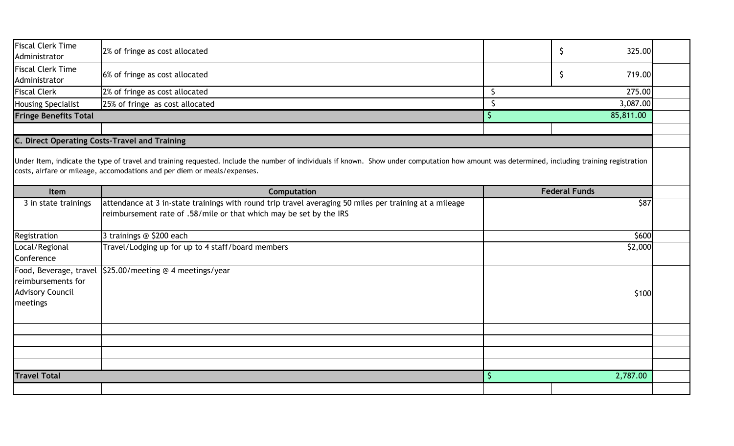| | | | |
|---|---|---|---|
| Fiscal Clerk Time Administrator | 2% of fringe as cost allocated | | $ 325.00 |
| Fiscal Clerk Time Administrator | 6% of fringe as cost allocated | | $ 719.00 |
| Fiscal Clerk | 2% of fringe as cost allocated | $ | 275.00 |
| Housing Specialist | 25% of fringe as cost allocated | $ | 3,087.00 |
| **Fringe Benefits Total** | | $ | 85,811.00 |

**C. Direct Operating Costs-Travel and Training**

Under Item, indicate the type of travel and training requested. Include the number of individuals if known. Show under computation how amount was determined, including training registration costs, airfare or mileage, accomodations and per diem or meals/expenses.

| Item | Computation | Federal Funds |
|---|---|---|
| 3 in state trainings | attendance at 3 in-state trainings with round trip travel averaging 50 miles per training at a mileage reimbursement rate of .58/mile or that which may be set by the IRS | $87 |
| Registration | 3 trainings @ $200 each | $600 |
| Local/Regional Conference | Travel/Lodging up for up to 4 staff/board members | $2,000 |
| Food, Beverage, travel reimbursements for Advisory Council meetings | $25.00/meeting @ 4 meetings/year | $100 |
| | | |
| | | |
| | | |
| | | |
| **Travel Total** | | $ 2,787.00 |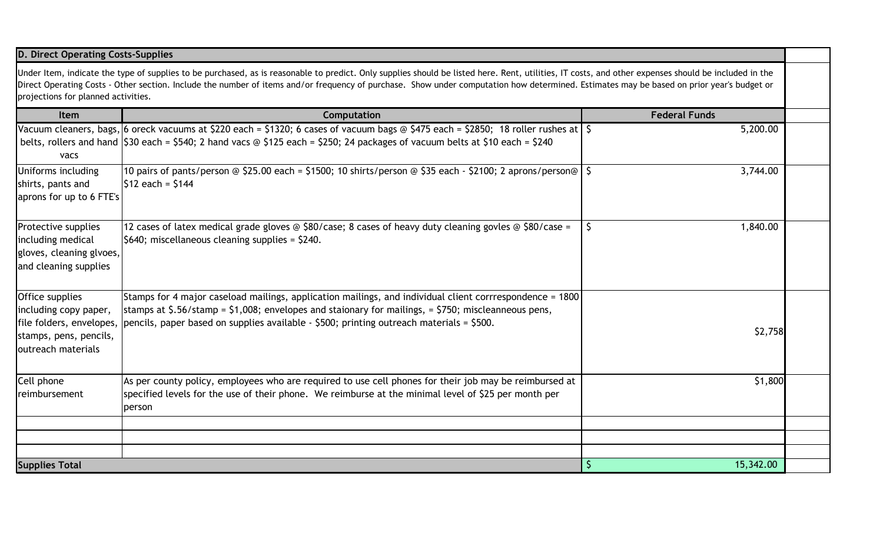## D. Direct Operating Costs-Supplies

Under Item, indicate the type of supplies to be purchased, as is reasonable to predict. Only supplies should be listed here. Rent, utilities, IT costs, and other expenses should be included in the Direct Operating Costs - Other section. Include the number of items and/or frequency of purchase. Show under computation how determined. Estimates may be based on prior year's budget or projections for planned activities.

| Item | Computation | Federal Funds |
|---|---|---|
| Vacuum cleaners, bags, belts, rollers and hand vacs | 6 oreck vacuums at $220 each = $1320; 6 cases of vacuum bags @ $475 each = $2850; 18 roller rushes at $30 each = $540; 2 hand vacs @ $125 each = $250; 24 packages of vacuum belts at $10 each = $240 | $ 5,200.00 |
| Uniforms including shirts, pants and aprons for up to 6 FTE's | 10 pairs of pants/person @ $25.00 each = $1500; 10 shirts/person @ $35 each - $2100; 2 aprons/person@ $12 each = $144 | $ 3,744.00 |
| Protective supplies including medical gloves, cleaning glvoes, and cleaning supplies | 12 cases of latex medical grade gloves @ $80/case; 8 cases of heavy duty cleaning govles @ $80/case = $640; miscellaneous cleaning supplies = $240. | $ 1,840.00 |
| Office supplies including copy paper, file folders, envelopes, stamps, pens, pencils, outreach materials | Stamps for 4 major caseload mailings, application mailings, and individual client corrrespondence = 1800 stamps at $.56/stamp = $1,008; envelopes and staionary for mailings, = $750; miscleanneous pens, pencils, paper based on supplies available - $500; printing outreach materials = $500. | $2,758 |
| Cell phone reimbursement | As per county policy, employees who are required to use cell phones for their job may be reimbursed at specified levels for the use of their phone. We reimburse at the minimal level of $25 per month per person | $1,800 |
| | | |
| | | |
| | | |
| **Supplies Total** | | $ 15,342.00 |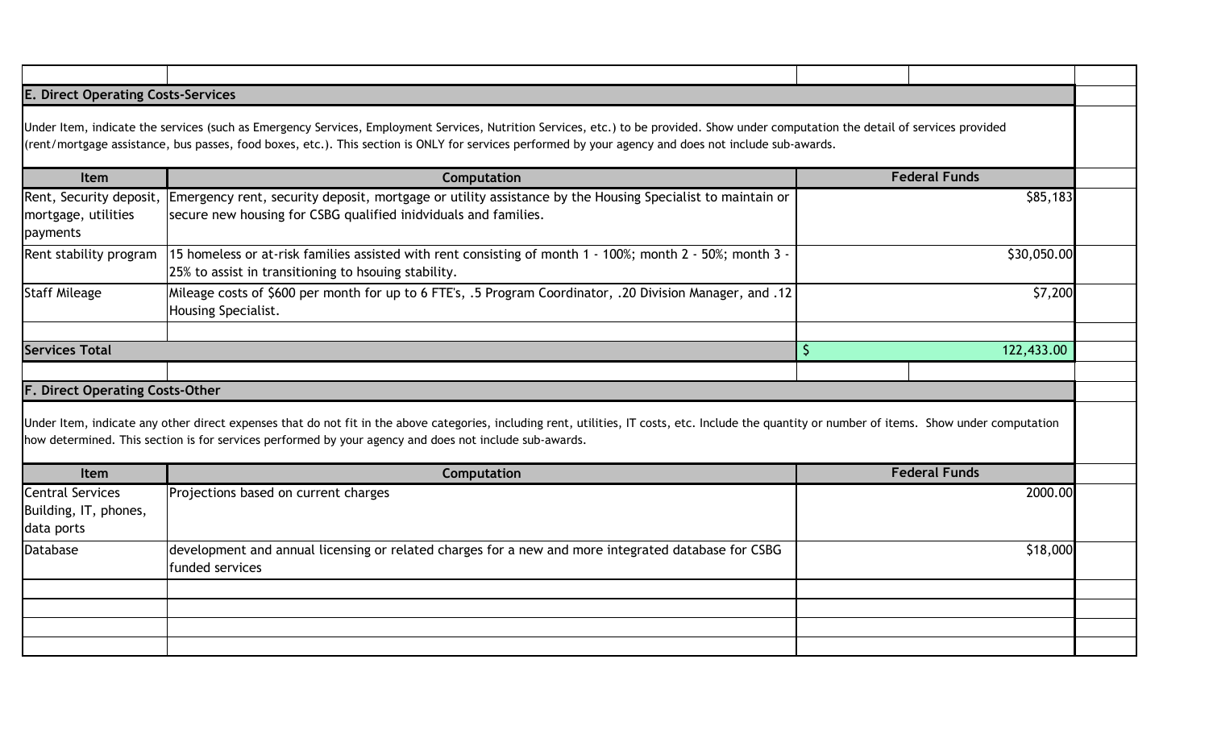## E. Direct Operating Costs-Services

Under Item, indicate the services (such as Emergency Services, Employment Services, Nutrition Services, etc.) to be provided. Show under computation the detail of services provided (rent/mortgage assistance, bus passes, food boxes, etc.). This section is ONLY for services performed by your agency and does not include sub-awards.

| Item | Computation | Federal Funds |
|---|---|---|
| Rent, Security deposit, mortgage, utilities payments | Emergency rent, security deposit, mortgage or utility assistance by the Housing Specialist to maintain or secure new housing for CSBG qualified inidviduals and families. | $85,183 |
| Rent stability program | 15 homeless or at-risk families assisted with rent consisting of month 1 - 100%; month 2 - 50%; month 3 - 25% to assist in transitioning to hsouing stability. | $30,050.00 |
| Staff Mileage | Mileage costs of $600 per month for up to 6 FTE's, .5 Program Coordinator, .20 Division Manager, and .12 Housing Specialist. | $7,200 |
| | | |
| **Services Total** | | $ 122,433.00 |

## F. Direct Operating Costs-Other

Under Item, indicate any other direct expenses that do not fit in the above categories, including rent, utilities, IT costs, etc. Include the quantity or number of items. Show under computation how determined. This section is for services performed by your agency and does not include sub-awards.

| Item | Computation | Federal Funds |
|---|---|---|
| Central Services Building, IT, phones, data ports | Projections based on current charges | 2000.00 |
| Database | development and annual licensing or related charges for a new and more integrated database for CSBG funded services | $18,000 |
| | | |
| | | |
| | | |
| | | |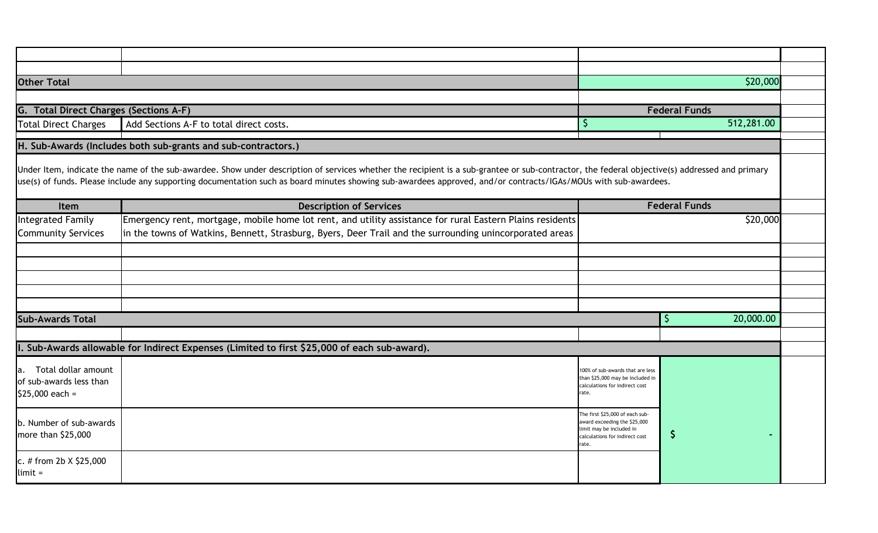| | | |
|---|---|---|
| | | |
| | | |
| **Other Total** | | $20,000 |

| **G. Total Direct Charges (Sections A-F)** | | **Federal Funds** |
|---|---|---|
| Total Direct Charges | Add Sections A-F to total direct costs. | $ 512,281.00 |

**H. Sub-Awards (Includes both sub-grants and sub-contractors.)**

Under Item, indicate the name of the sub-awardee. Show under description of services whether the recipient is a sub-grantee or sub-contractor, the federal objective(s) addressed and primary use(s) of funds. Please include any supporting documentation such as board minutes showing sub-awardees approved, and/or contracts/IGAs/MOUs with sub-awardees.

| Item | Description of Services | Federal Funds |
|---|---|---|
| Integrated Family Community Services | Emergency rent, mortgage, mobile home lot rent, and utility assistance for rural Eastern Plains residents in the towns of Watkins, Bennett, Strasburg, Byers, Deer Trail and the surrounding unincorporated areas | $20,000 |
| | | |
| | | |
| | | |
| | | |
| | | |
| **Sub-Awards Total** | | $ 20,000.00 |

**I. Sub-Awards allowable for Indirect Expenses (Limited to first $25,000 of each sub-award).**

| | | | |
|---|---|---|---|
| a. Total dollar amount of sub-awards less than $25,000 each = | | 100% of sub-awards that are less than $25,000 may be included in calculations for indirect cost rate. | $ - |
| b. Number of sub-awards more than $25,000 | | The first $25,000 of each sub-award exceeding the $25,000 limit may be included in calculations for indirect cost rate. | |
| c. # from 2b X $25,000 limit = | | | |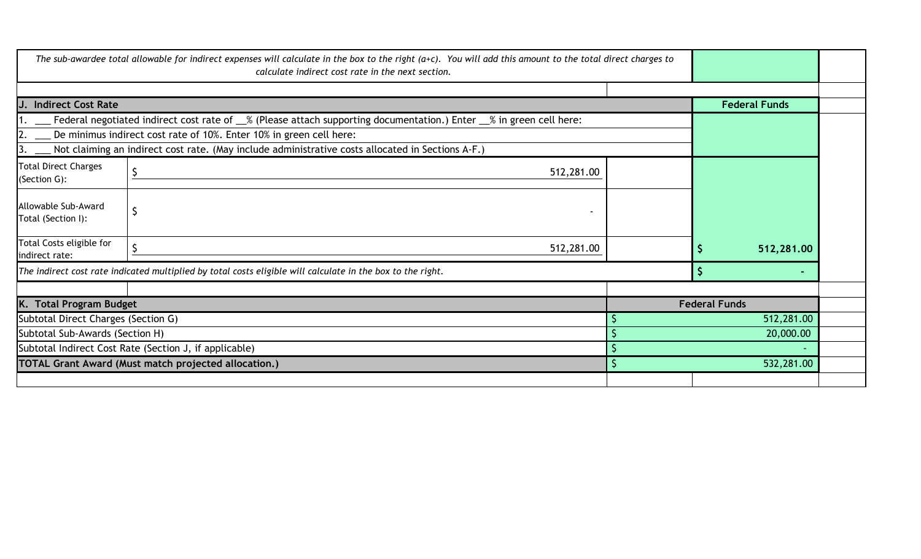| | |
|---|---|
| *The sub-awardee total allowable for indirect expenses will calculate in the box to the right (a+c). You will add this amount to the total direct charges to calculate indirect cost rate in the next section.* | |

| J. Indirect Cost Rate | | | Federal Funds |
|---|---|---|---|
| 1. ___ Federal negotiated indirect cost rate of __% (Please attach supporting documentation.) Enter __% in green cell here: | | | |
| 2. ___ De minimus indirect cost rate of 10%. Enter 10% in green cell here: | | | |
| 3. ___ Not claiming an indirect cost rate. (May include administrative costs allocated in Sections A-F.) | | | |
| Total Direct Charges (Section G): | $ 512,281.00 | | |
| Allowable Sub-Award Total (Section I): | $ - | | |
| Total Costs eligible for indirect rate: | $ 512,281.00 | | $ 512,281.00 |
| *The indirect cost rate indicated multiplied by total costs eligible will calculate in the box to the right.* | | | $ - |

| K. Total Program Budget | Federal Funds |
|---|---|
| Subtotal Direct Charges (Section G) | $ 512,281.00 |
| Subtotal Sub-Awards (Section H) | $ 20,000.00 |
| Subtotal Indirect Cost Rate (Section J, if applicable) | $ - |
| **TOTAL Grant Award (Must match projected allocation.)** | $ 532,281.00 |